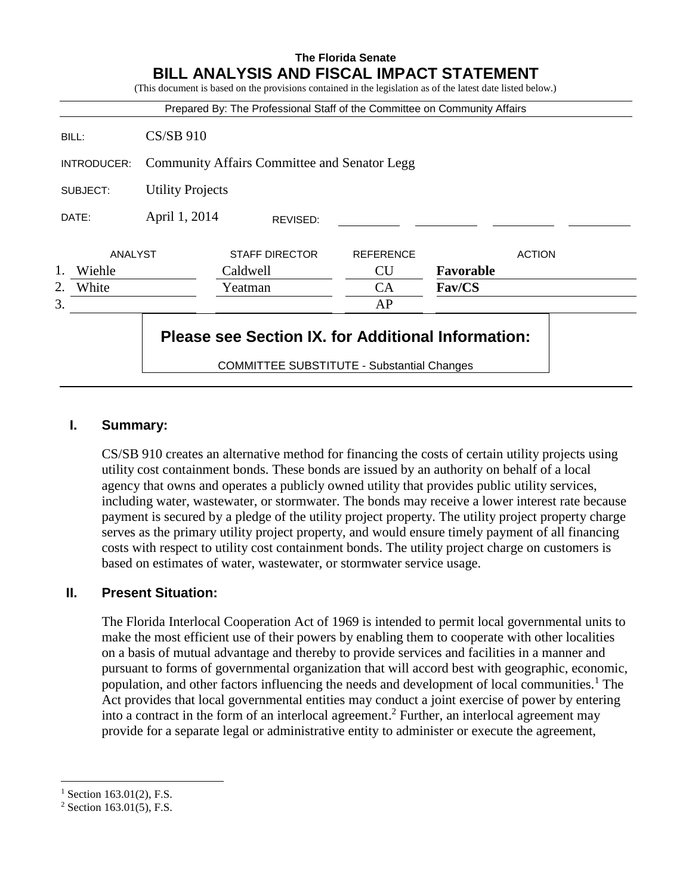# The Florida Senate
## BILL ANALYSIS AND FISCAL IMPACT STATEMENT

(This document is based on the provisions contained in the legislation as of the latest date listed below.)

Prepared By: The Professional Staff of the Committee on Community Affairs

| | |
|---|---|
| BILL: | CS/SB 910 |
| INTRODUCER: | Community Affairs Committee and Senator Legg |
| SUBJECT: | Utility Projects |
| DATE: | April 1, 2014 REVISED: |

| | ANALYST | STAFF DIRECTOR | REFERENCE | ACTION |
|---|---|---|---|---|
| 1. | Wiehle | Caldwell | CU | **Favorable** |
| 2. | White | Yeatman | CA | **Fav/CS** |
| 3. | | | AP | |

**Please see Section IX. for Additional Information:**

COMMITTEE SUBSTITUTE - Substantial Changes

## I. Summary:

CS/SB 910 creates an alternative method for financing the costs of certain utility projects using utility cost containment bonds. These bonds are issued by an authority on behalf of a local agency that owns and operates a publicly owned utility that provides public utility services, including water, wastewater, or stormwater. The bonds may receive a lower interest rate because payment is secured by a pledge of the utility project property. The utility project property charge serves as the primary utility project property, and would ensure timely payment of all financing costs with respect to utility cost containment bonds. The utility project charge on customers is based on estimates of water, wastewater, or stormwater service usage.

## II. Present Situation:

The Florida Interlocal Cooperation Act of 1969 is intended to permit local governmental units to make the most efficient use of their powers by enabling them to cooperate with other localities on a basis of mutual advantage and thereby to provide services and facilities in a manner and pursuant to forms of governmental organization that will accord best with geographic, economic, population, and other factors influencing the needs and development of local communities.[1] The Act provides that local governmental entities may conduct a joint exercise of power by entering into a contract in the form of an interlocal agreement.[2] Further, an interlocal agreement may provide for a separate legal or administrative entity to administer or execute the agreement,

[1] Section 163.01(2), F.S.

[2] Section 163.01(5), F.S.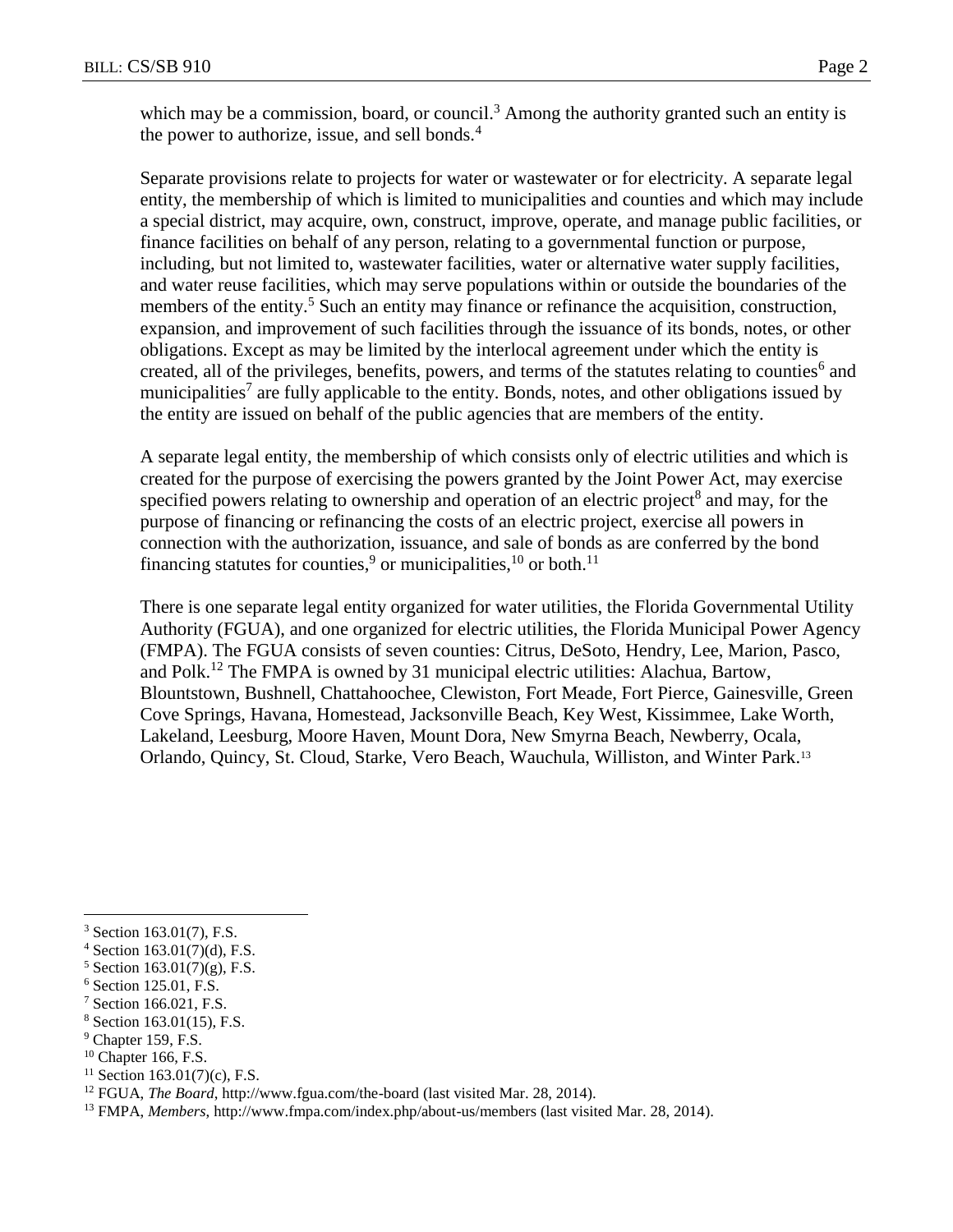which may be a commission, board, or council.[3] Among the authority granted such an entity is the power to authorize, issue, and sell bonds.[4]

Separate provisions relate to projects for water or wastewater or for electricity. A separate legal entity, the membership of which is limited to municipalities and counties and which may include a special district, may acquire, own, construct, improve, operate, and manage public facilities, or finance facilities on behalf of any person, relating to a governmental function or purpose, including, but not limited to, wastewater facilities, water or alternative water supply facilities, and water reuse facilities, which may serve populations within or outside the boundaries of the members of the entity.[5] Such an entity may finance or refinance the acquisition, construction, expansion, and improvement of such facilities through the issuance of its bonds, notes, or other obligations. Except as may be limited by the interlocal agreement under which the entity is created, all of the privileges, benefits, powers, and terms of the statutes relating to counties[6] and municipalities[7] are fully applicable to the entity. Bonds, notes, and other obligations issued by the entity are issued on behalf of the public agencies that are members of the entity.

A separate legal entity, the membership of which consists only of electric utilities and which is created for the purpose of exercising the powers granted by the Joint Power Act, may exercise specified powers relating to ownership and operation of an electric project[8] and may, for the purpose of financing or refinancing the costs of an electric project, exercise all powers in connection with the authorization, issuance, and sale of bonds as are conferred by the bond financing statutes for counties,[9] or municipalities,[10] or both.[11]

There is one separate legal entity organized for water utilities, the Florida Governmental Utility Authority (FGUA), and one organized for electric utilities, the Florida Municipal Power Agency (FMPA). The FGUA consists of seven counties: Citrus, DeSoto, Hendry, Lee, Marion, Pasco, and Polk.[12] The FMPA is owned by 31 municipal electric utilities: Alachua, Bartow, Blountstown, Bushnell, Chattahoochee, Clewiston, Fort Meade, Fort Pierce, Gainesville, Green Cove Springs, Havana, Homestead, Jacksonville Beach, Key West, Kissimmee, Lake Worth, Lakeland, Leesburg, Moore Haven, Mount Dora, New Smyrna Beach, Newberry, Ocala, Orlando, Quincy, St. Cloud, Starke, Vero Beach, Wauchula, Williston, and Winter Park.[13]

---

[3] Section 163.01(7), F.S.
[4] Section 163.01(7)(d), F.S.
[5] Section 163.01(7)(g), F.S.
[6] Section 125.01, F.S.
[7] Section 166.021, F.S.
[8] Section 163.01(15), F.S.
[9] Chapter 159, F.S.
[10] Chapter 166, F.S.
[11] Section 163.01(7)(c), F.S.
[12] FGUA, *The Board*, http://www.fgua.com/the-board (last visited Mar. 28, 2014).
[13] FMPA, *Members*, http://www.fmpa.com/index.php/about-us/members (last visited Mar. 28, 2014).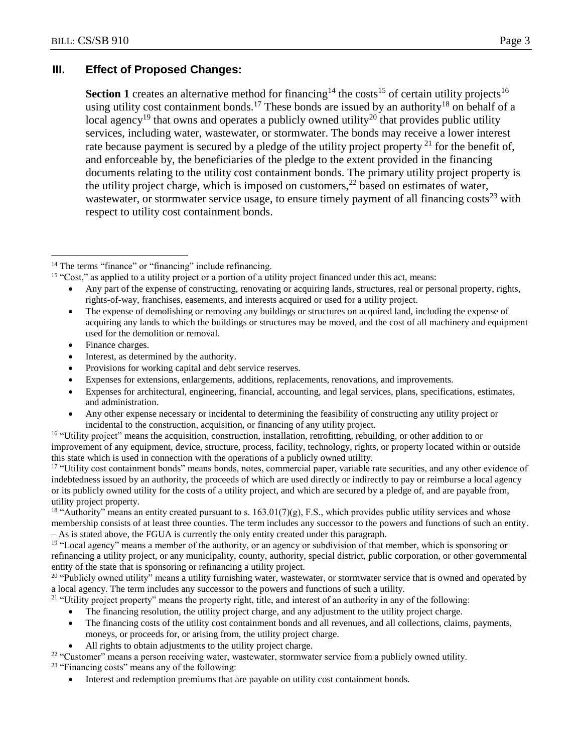## III. Effect of Proposed Changes:

**Section 1** creates an alternative method for financing[14] the costs[15] of certain utility projects[16] using utility cost containment bonds.[17] These bonds are issued by an authority[18] on behalf of a local agency[19] that owns and operates a publicly owned utility[20] that provides public utility services, including water, wastewater, or stormwater. The bonds may receive a lower interest rate because payment is secured by a pledge of the utility project property[21] for the benefit of, and enforceable by, the beneficiaries of the pledge to the extent provided in the financing documents relating to the utility cost containment bonds. The primary utility project property is the utility project charge, which is imposed on customers,[22] based on estimates of water, wastewater, or stormwater service usage, to ensure timely payment of all financing costs[23] with respect to utility cost containment bonds.

---

[14] The terms "finance" or "financing" include refinancing.

[15] "Cost," as applied to a utility project or a portion of a utility project financed under this act, means:

- Any part of the expense of constructing, renovating or acquiring lands, structures, real or personal property, rights, rights-of-way, franchises, easements, and interests acquired or used for a utility project.
- The expense of demolishing or removing any buildings or structures on acquired land, including the expense of acquiring any lands to which the buildings or structures may be moved, and the cost of all machinery and equipment used for the demolition or removal.
- Finance charges.
- Interest, as determined by the authority.
- Provisions for working capital and debt service reserves.
- Expenses for extensions, enlargements, additions, replacements, renovations, and improvements.
- Expenses for architectural, engineering, financial, accounting, and legal services, plans, specifications, estimates, and administration.
- Any other expense necessary or incidental to determining the feasibility of constructing any utility project or incidental to the construction, acquisition, or financing of any utility project.

[16] "Utility project" means the acquisition, construction, installation, retrofitting, rebuilding, or other addition to or improvement of any equipment, device, structure, process, facility, technology, rights, or property located within or outside this state which is used in connection with the operations of a publicly owned utility.

[17] "Utility cost containment bonds" means bonds, notes, commercial paper, variable rate securities, and any other evidence of indebtedness issued by an authority, the proceeds of which are used directly or indirectly to pay or reimburse a local agency or its publicly owned utility for the costs of a utility project, and which are secured by a pledge of, and are payable from, utility project property.

[18] "Authority" means an entity created pursuant to s. 163.01(7)(g), F.S., which provides public utility services and whose membership consists of at least three counties. The term includes any successor to the powers and functions of such an entity. – As is stated above, the FGUA is currently the only entity created under this paragraph.

[19] "Local agency" means a member of the authority, or an agency or subdivision of that member, which is sponsoring or refinancing a utility project, or any municipality, county, authority, special district, public corporation, or other governmental entity of the state that is sponsoring or refinancing a utility project.

[20] "Publicly owned utility" means a utility furnishing water, wastewater, or stormwater service that is owned and operated by a local agency. The term includes any successor to the powers and functions of such a utility.

[21] "Utility project property" means the property right, title, and interest of an authority in any of the following:

- The financing resolution, the utility project charge, and any adjustment to the utility project charge.
- The financing costs of the utility cost containment bonds and all revenues, and all collections, claims, payments, moneys, or proceeds for, or arising from, the utility project charge.
- All rights to obtain adjustments to the utility project charge.

[22] "Customer" means a person receiving water, wastewater, stormwater service from a publicly owned utility.

[23] "Financing costs" means any of the following:

- Interest and redemption premiums that are payable on utility cost containment bonds.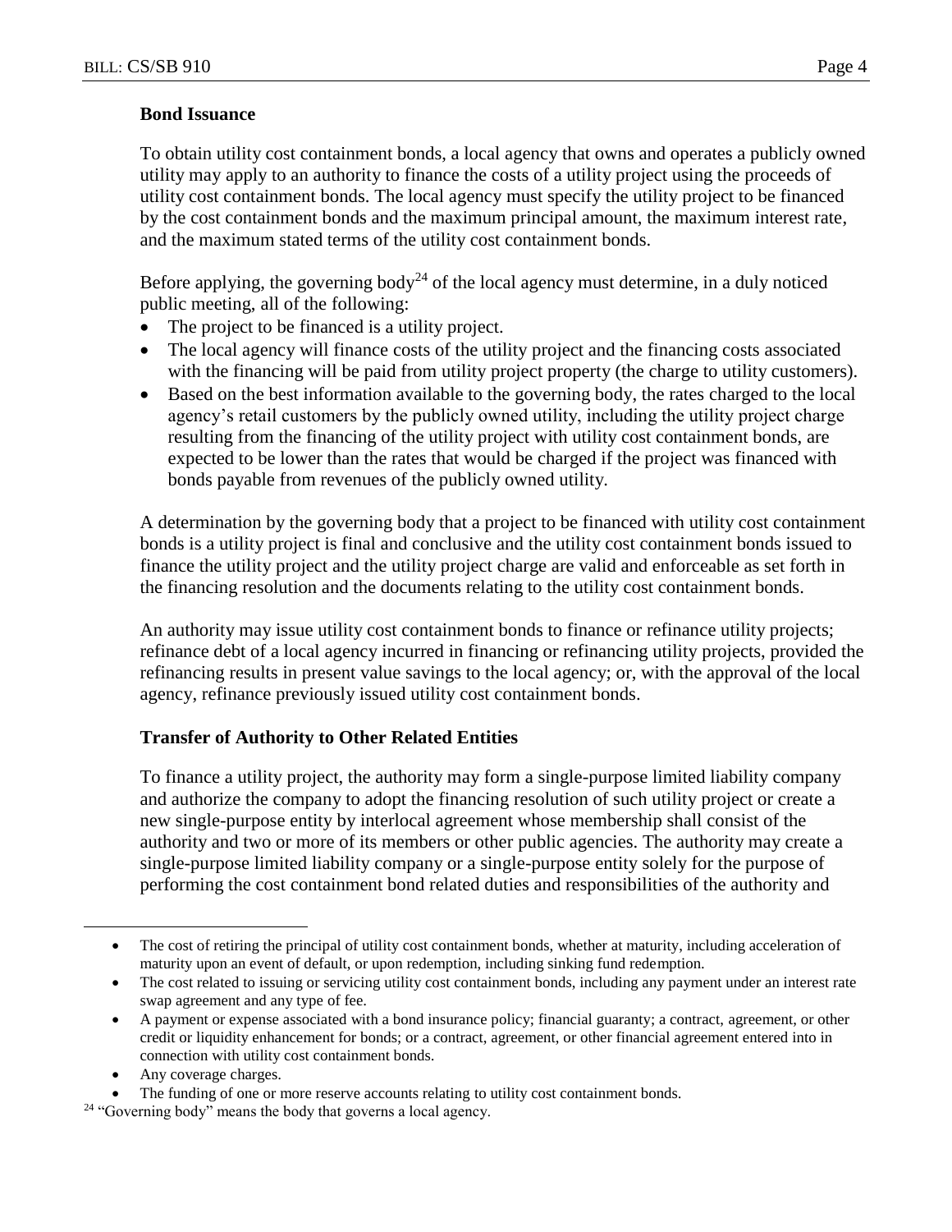**Bond Issuance**

To obtain utility cost containment bonds, a local agency that owns and operates a publicly owned utility may apply to an authority to finance the costs of a utility project using the proceeds of utility cost containment bonds. The local agency must specify the utility project to be financed by the cost containment bonds and the maximum principal amount, the maximum interest rate, and the maximum stated terms of the utility cost containment bonds.

Before applying, the governing body[24] of the local agency must determine, in a duly noticed public meeting, all of the following:

- The project to be financed is a utility project.
- The local agency will finance costs of the utility project and the financing costs associated with the financing will be paid from utility project property (the charge to utility customers).
- Based on the best information available to the governing body, the rates charged to the local agency's retail customers by the publicly owned utility, including the utility project charge resulting from the financing of the utility project with utility cost containment bonds, are expected to be lower than the rates that would be charged if the project was financed with bonds payable from revenues of the publicly owned utility.

A determination by the governing body that a project to be financed with utility cost containment bonds is a utility project is final and conclusive and the utility cost containment bonds issued to finance the utility project and the utility project charge are valid and enforceable as set forth in the financing resolution and the documents relating to the utility cost containment bonds.

An authority may issue utility cost containment bonds to finance or refinance utility projects; refinance debt of a local agency incurred in financing or refinancing utility projects, provided the refinancing results in present value savings to the local agency; or, with the approval of the local agency, refinance previously issued utility cost containment bonds.

**Transfer of Authority to Other Related Entities**

To finance a utility project, the authority may form a single-purpose limited liability company and authorize the company to adopt the financing resolution of such utility project or create a new single-purpose entity by interlocal agreement whose membership shall consist of the authority and two or more of its members or other public agencies. The authority may create a single-purpose limited liability company or a single-purpose entity solely for the purpose of performing the cost containment bond related duties and responsibilities of the authority and

---

- The cost of retiring the principal of utility cost containment bonds, whether at maturity, including acceleration of maturity upon an event of default, or upon redemption, including sinking fund redemption.
- The cost related to issuing or servicing utility cost containment bonds, including any payment under an interest rate swap agreement and any type of fee.
- A payment or expense associated with a bond insurance policy; financial guaranty; a contract, agreement, or other credit or liquidity enhancement for bonds; or a contract, agreement, or other financial agreement entered into in connection with utility cost containment bonds.
- Any coverage charges.
- The funding of one or more reserve accounts relating to utility cost containment bonds.

[24] "Governing body" means the body that governs a local agency.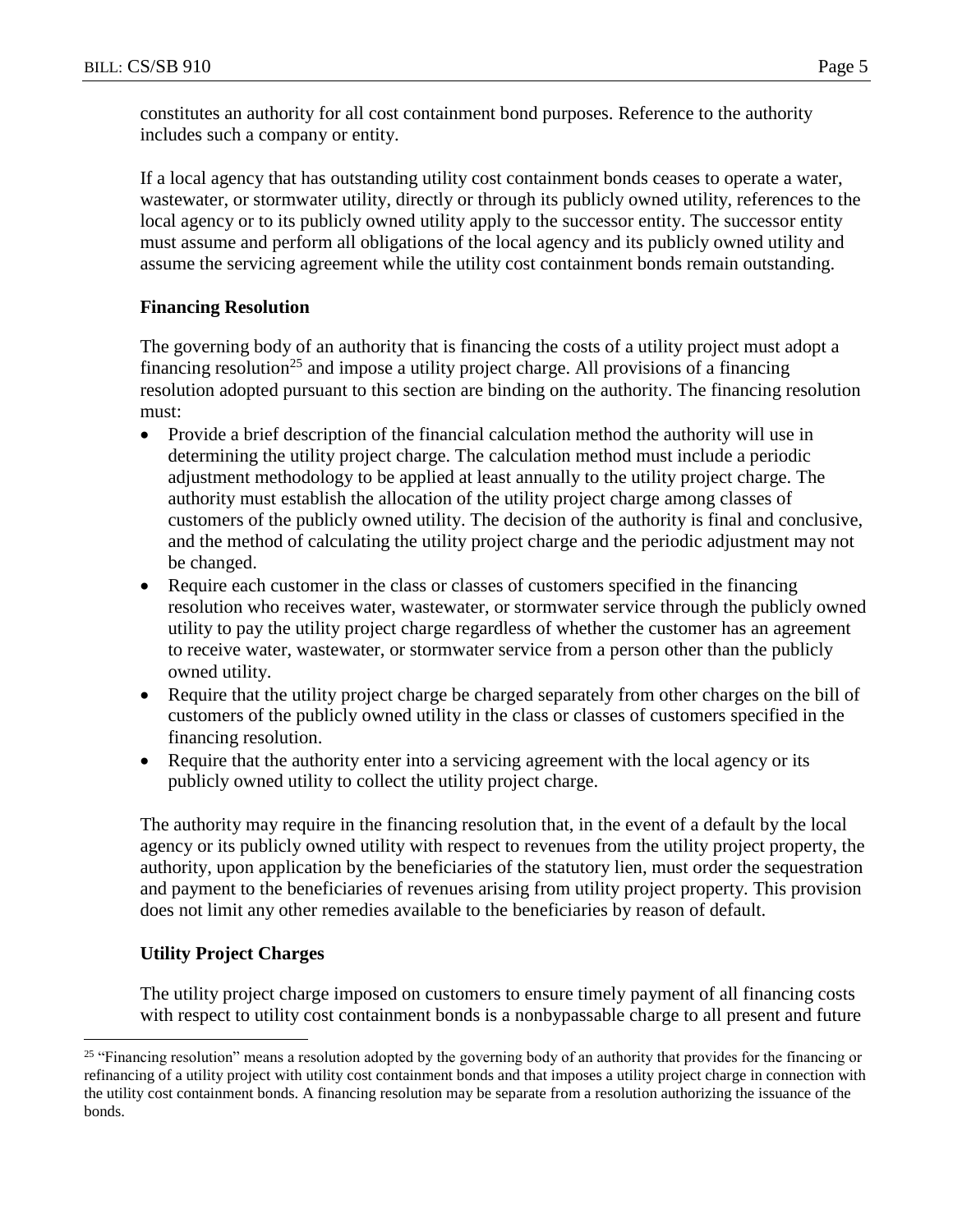constitutes an authority for all cost containment bond purposes. Reference to the authority includes such a company or entity.

If a local agency that has outstanding utility cost containment bonds ceases to operate a water, wastewater, or stormwater utility, directly or through its publicly owned utility, references to the local agency or to its publicly owned utility apply to the successor entity. The successor entity must assume and perform all obligations of the local agency and its publicly owned utility and assume the servicing agreement while the utility cost containment bonds remain outstanding.

**Financing Resolution**

The governing body of an authority that is financing the costs of a utility project must adopt a financing resolution[25] and impose a utility project charge. All provisions of a financing resolution adopted pursuant to this section are binding on the authority. The financing resolution must:

- Provide a brief description of the financial calculation method the authority will use in determining the utility project charge. The calculation method must include a periodic adjustment methodology to be applied at least annually to the utility project charge. The authority must establish the allocation of the utility project charge among classes of customers of the publicly owned utility. The decision of the authority is final and conclusive, and the method of calculating the utility project charge and the periodic adjustment may not be changed.
- Require each customer in the class or classes of customers specified in the financing resolution who receives water, wastewater, or stormwater service through the publicly owned utility to pay the utility project charge regardless of whether the customer has an agreement to receive water, wastewater, or stormwater service from a person other than the publicly owned utility.
- Require that the utility project charge be charged separately from other charges on the bill of customers of the publicly owned utility in the class or classes of customers specified in the financing resolution.
- Require that the authority enter into a servicing agreement with the local agency or its publicly owned utility to collect the utility project charge.

The authority may require in the financing resolution that, in the event of a default by the local agency or its publicly owned utility with respect to revenues from the utility project property, the authority, upon application by the beneficiaries of the statutory lien, must order the sequestration and payment to the beneficiaries of revenues arising from utility project property. This provision does not limit any other remedies available to the beneficiaries by reason of default.

**Utility Project Charges**

The utility project charge imposed on customers to ensure timely payment of all financing costs with respect to utility cost containment bonds is a nonbypassable charge to all present and future

[25] "Financing resolution" means a resolution adopted by the governing body of an authority that provides for the financing or refinancing of a utility project with utility cost containment bonds and that imposes a utility project charge in connection with the utility cost containment bonds. A financing resolution may be separate from a resolution authorizing the issuance of the bonds.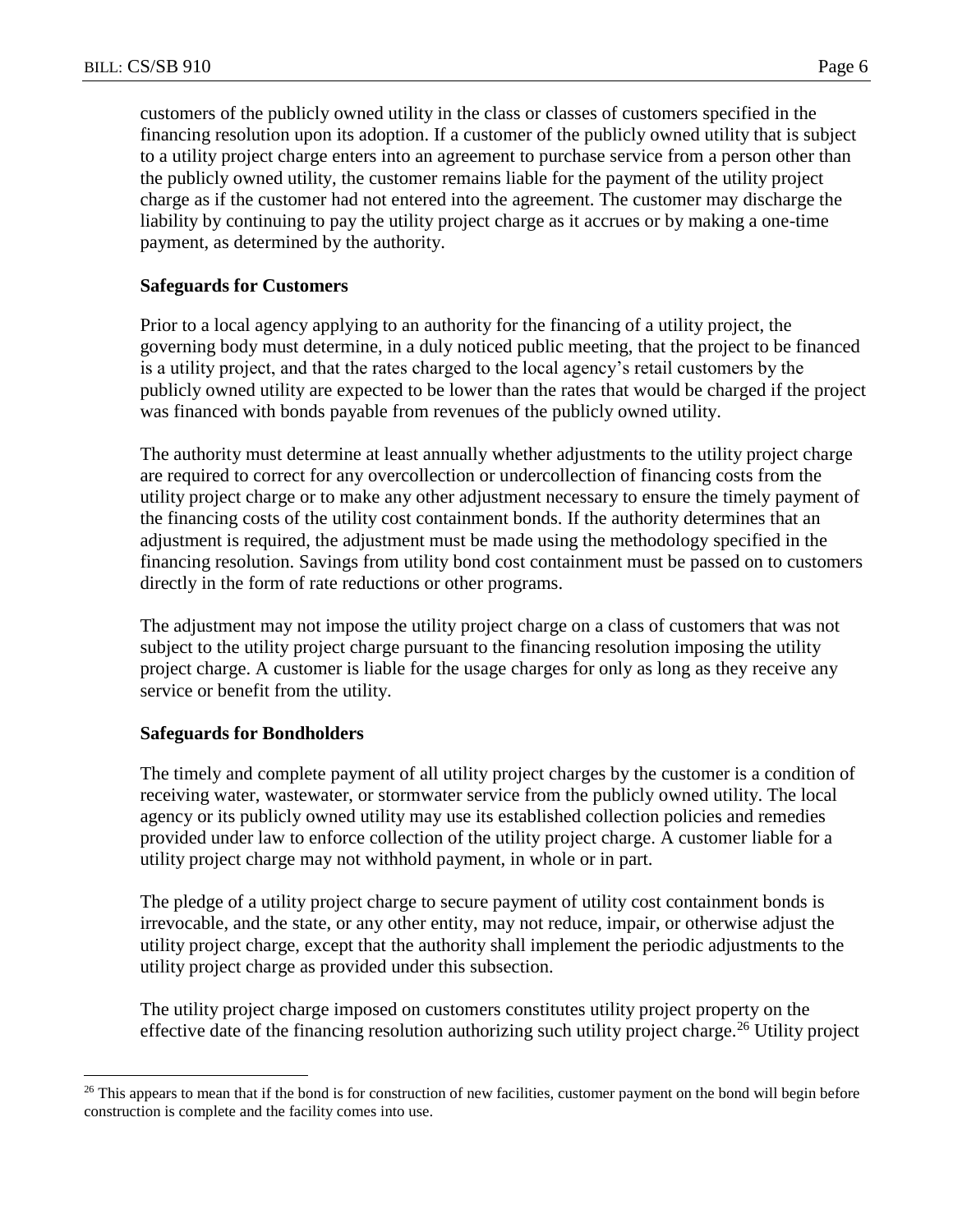customers of the publicly owned utility in the class or classes of customers specified in the financing resolution upon its adoption. If a customer of the publicly owned utility that is subject to a utility project charge enters into an agreement to purchase service from a person other than the publicly owned utility, the customer remains liable for the payment of the utility project charge as if the customer had not entered into the agreement. The customer may discharge the liability by continuing to pay the utility project charge as it accrues or by making a one-time payment, as determined by the authority.

**Safeguards for Customers**

Prior to a local agency applying to an authority for the financing of a utility project, the governing body must determine, in a duly noticed public meeting, that the project to be financed is a utility project, and that the rates charged to the local agency's retail customers by the publicly owned utility are expected to be lower than the rates that would be charged if the project was financed with bonds payable from revenues of the publicly owned utility.

The authority must determine at least annually whether adjustments to the utility project charge are required to correct for any overcollection or undercollection of financing costs from the utility project charge or to make any other adjustment necessary to ensure the timely payment of the financing costs of the utility cost containment bonds. If the authority determines that an adjustment is required, the adjustment must be made using the methodology specified in the financing resolution. Savings from utility bond cost containment must be passed on to customers directly in the form of rate reductions or other programs.

The adjustment may not impose the utility project charge on a class of customers that was not subject to the utility project charge pursuant to the financing resolution imposing the utility project charge. A customer is liable for the usage charges for only as long as they receive any service or benefit from the utility.

**Safeguards for Bondholders**

The timely and complete payment of all utility project charges by the customer is a condition of receiving water, wastewater, or stormwater service from the publicly owned utility. The local agency or its publicly owned utility may use its established collection policies and remedies provided under law to enforce collection of the utility project charge. A customer liable for a utility project charge may not withhold payment, in whole or in part.

The pledge of a utility project charge to secure payment of utility cost containment bonds is irrevocable, and the state, or any other entity, may not reduce, impair, or otherwise adjust the utility project charge, except that the authority shall implement the periodic adjustments to the utility project charge as provided under this subsection.

The utility project charge imposed on customers constitutes utility project property on the effective date of the financing resolution authorizing such utility project charge.[26] Utility project

[26] This appears to mean that if the bond is for construction of new facilities, customer payment on the bond will begin before construction is complete and the facility comes into use.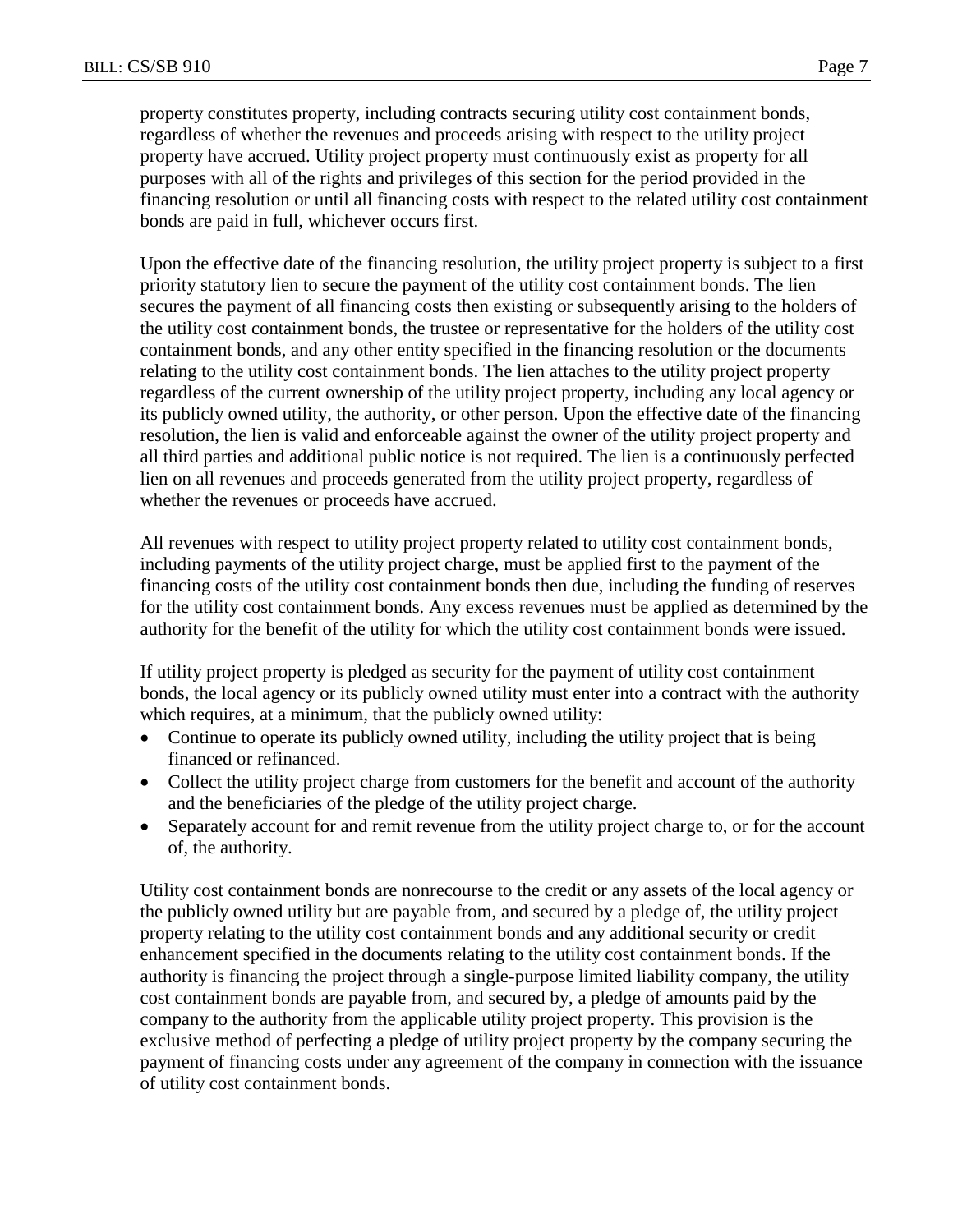property constitutes property, including contracts securing utility cost containment bonds, regardless of whether the revenues and proceeds arising with respect to the utility project property have accrued. Utility project property must continuously exist as property for all purposes with all of the rights and privileges of this section for the period provided in the financing resolution or until all financing costs with respect to the related utility cost containment bonds are paid in full, whichever occurs first.

Upon the effective date of the financing resolution, the utility project property is subject to a first priority statutory lien to secure the payment of the utility cost containment bonds. The lien secures the payment of all financing costs then existing or subsequently arising to the holders of the utility cost containment bonds, the trustee or representative for the holders of the utility cost containment bonds, and any other entity specified in the financing resolution or the documents relating to the utility cost containment bonds. The lien attaches to the utility project property regardless of the current ownership of the utility project property, including any local agency or its publicly owned utility, the authority, or other person. Upon the effective date of the financing resolution, the lien is valid and enforceable against the owner of the utility project property and all third parties and additional public notice is not required. The lien is a continuously perfected lien on all revenues and proceeds generated from the utility project property, regardless of whether the revenues or proceeds have accrued.

All revenues with respect to utility project property related to utility cost containment bonds, including payments of the utility project charge, must be applied first to the payment of the financing costs of the utility cost containment bonds then due, including the funding of reserves for the utility cost containment bonds. Any excess revenues must be applied as determined by the authority for the benefit of the utility for which the utility cost containment bonds were issued.

If utility project property is pledged as security for the payment of utility cost containment bonds, the local agency or its publicly owned utility must enter into a contract with the authority which requires, at a minimum, that the publicly owned utility:

- Continue to operate its publicly owned utility, including the utility project that is being financed or refinanced.
- Collect the utility project charge from customers for the benefit and account of the authority and the beneficiaries of the pledge of the utility project charge.
- Separately account for and remit revenue from the utility project charge to, or for the account of, the authority.

Utility cost containment bonds are nonrecourse to the credit or any assets of the local agency or the publicly owned utility but are payable from, and secured by a pledge of, the utility project property relating to the utility cost containment bonds and any additional security or credit enhancement specified in the documents relating to the utility cost containment bonds. If the authority is financing the project through a single-purpose limited liability company, the utility cost containment bonds are payable from, and secured by, a pledge of amounts paid by the company to the authority from the applicable utility project property. This provision is the exclusive method of perfecting a pledge of utility project property by the company securing the payment of financing costs under any agreement of the company in connection with the issuance of utility cost containment bonds.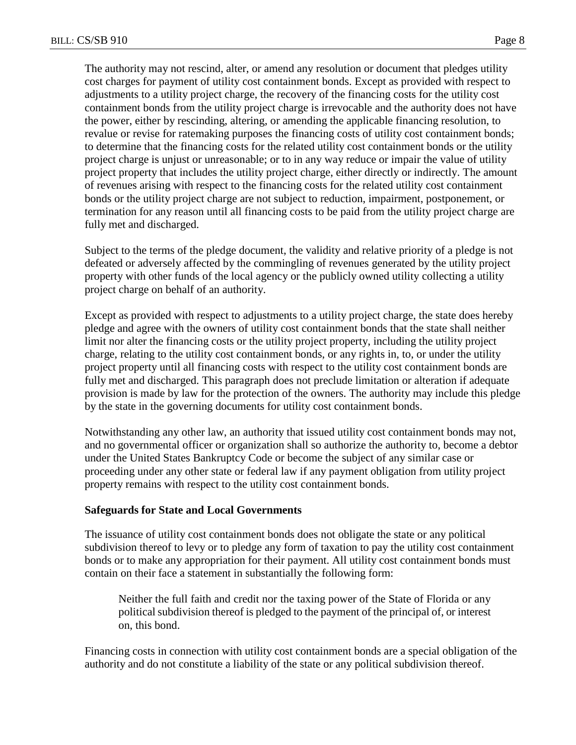The authority may not rescind, alter, or amend any resolution or document that pledges utility cost charges for payment of utility cost containment bonds. Except as provided with respect to adjustments to a utility project charge, the recovery of the financing costs for the utility cost containment bonds from the utility project charge is irrevocable and the authority does not have the power, either by rescinding, altering, or amending the applicable financing resolution, to revalue or revise for ratemaking purposes the financing costs of utility cost containment bonds; to determine that the financing costs for the related utility cost containment bonds or the utility project charge is unjust or unreasonable; or to in any way reduce or impair the value of utility project property that includes the utility project charge, either directly or indirectly. The amount of revenues arising with respect to the financing costs for the related utility cost containment bonds or the utility project charge are not subject to reduction, impairment, postponement, or termination for any reason until all financing costs to be paid from the utility project charge are fully met and discharged.

Subject to the terms of the pledge document, the validity and relative priority of a pledge is not defeated or adversely affected by the commingling of revenues generated by the utility project property with other funds of the local agency or the publicly owned utility collecting a utility project charge on behalf of an authority.

Except as provided with respect to adjustments to a utility project charge, the state does hereby pledge and agree with the owners of utility cost containment bonds that the state shall neither limit nor alter the financing costs or the utility project property, including the utility project charge, relating to the utility cost containment bonds, or any rights in, to, or under the utility project property until all financing costs with respect to the utility cost containment bonds are fully met and discharged. This paragraph does not preclude limitation or alteration if adequate provision is made by law for the protection of the owners. The authority may include this pledge by the state in the governing documents for utility cost containment bonds.

Notwithstanding any other law, an authority that issued utility cost containment bonds may not, and no governmental officer or organization shall so authorize the authority to, become a debtor under the United States Bankruptcy Code or become the subject of any similar case or proceeding under any other state or federal law if any payment obligation from utility project property remains with respect to the utility cost containment bonds.

**Safeguards for State and Local Governments**

The issuance of utility cost containment bonds does not obligate the state or any political subdivision thereof to levy or to pledge any form of taxation to pay the utility cost containment bonds or to make any appropriation for their payment. All utility cost containment bonds must contain on their face a statement in substantially the following form:

> Neither the full faith and credit nor the taxing power of the State of Florida or any political subdivision thereof is pledged to the payment of the principal of, or interest on, this bond.

Financing costs in connection with utility cost containment bonds are a special obligation of the authority and do not constitute a liability of the state or any political subdivision thereof.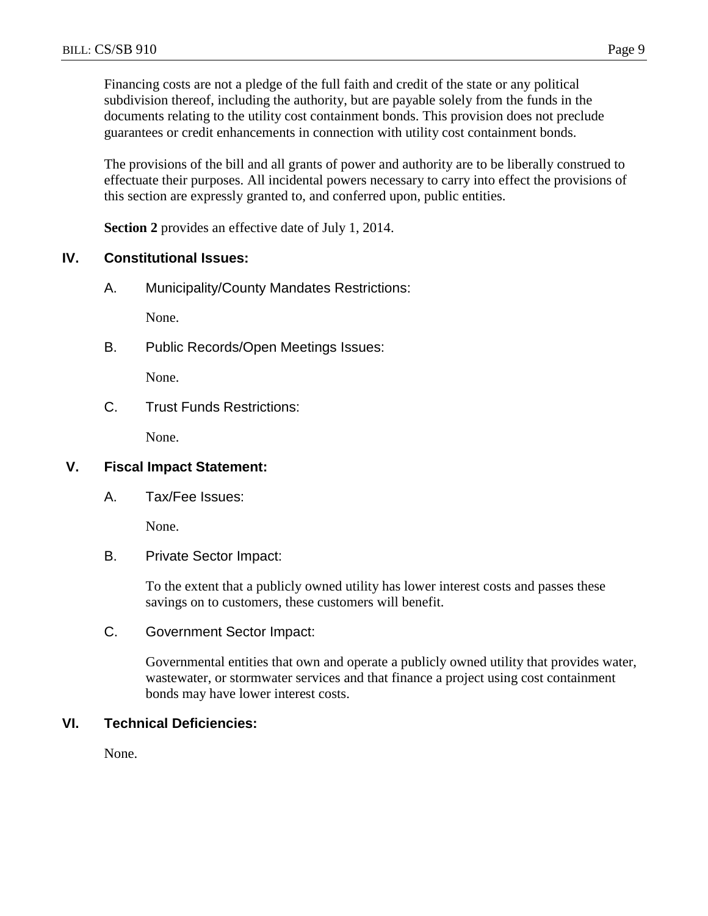Financing costs are not a pledge of the full faith and credit of the state or any political subdivision thereof, including the authority, but are payable solely from the funds in the documents relating to the utility cost containment bonds. This provision does not preclude guarantees or credit enhancements in connection with utility cost containment bonds.

The provisions of the bill and all grants of power and authority are to be liberally construed to effectuate their purposes. All incidental powers necessary to carry into effect the provisions of this section are expressly granted to, and conferred upon, public entities.

**Section 2** provides an effective date of July 1, 2014.

## IV. Constitutional Issues:

### A. Municipality/County Mandates Restrictions:

None.

### B. Public Records/Open Meetings Issues:

None.

### C. Trust Funds Restrictions:

None.

## V. Fiscal Impact Statement:

### A. Tax/Fee Issues:

None.

### B. Private Sector Impact:

To the extent that a publicly owned utility has lower interest costs and passes these savings on to customers, these customers will benefit.

### C. Government Sector Impact:

Governmental entities that own and operate a publicly owned utility that provides water, wastewater, or stormwater services and that finance a project using cost containment bonds may have lower interest costs.

## VI. Technical Deficiencies:

None.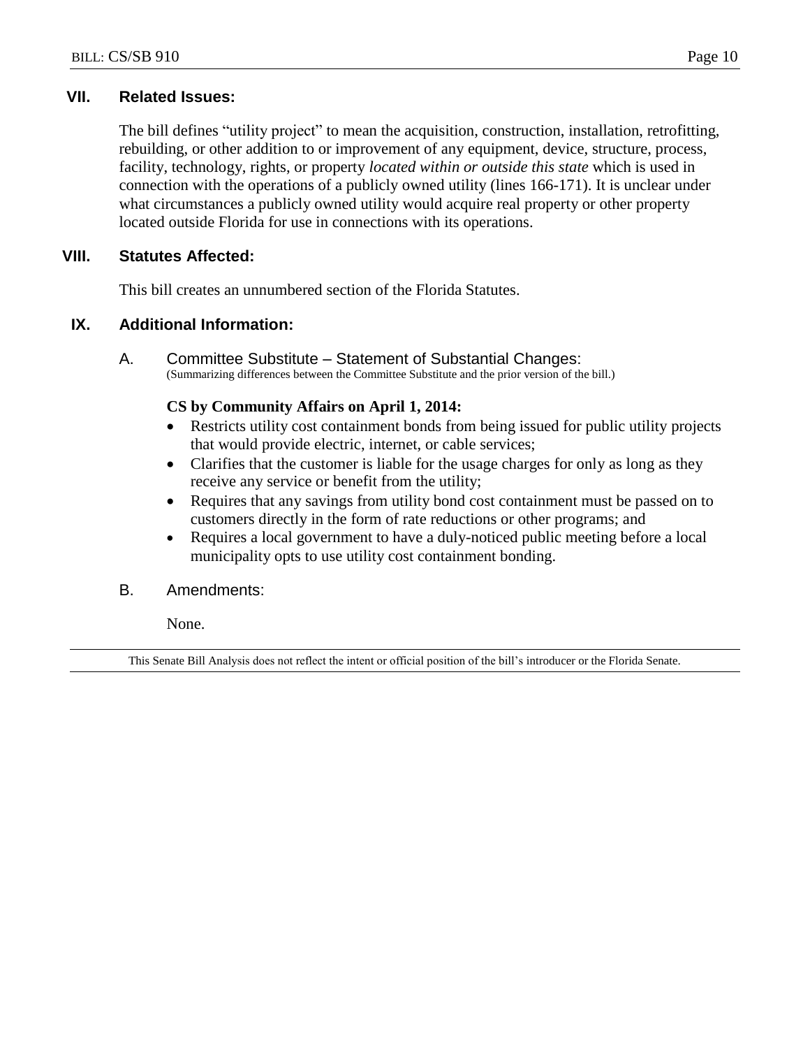## VII. Related Issues:

The bill defines "utility project" to mean the acquisition, construction, installation, retrofitting, rebuilding, or other addition to or improvement of any equipment, device, structure, process, facility, technology, rights, or property *located within or outside this state* which is used in connection with the operations of a publicly owned utility (lines 166-171). It is unclear under what circumstances a publicly owned utility would acquire real property or other property located outside Florida for use in connections with its operations.

## VIII. Statutes Affected:

This bill creates an unnumbered section of the Florida Statutes.

## IX. Additional Information:

### A. Committee Substitute – Statement of Substantial Changes:

(Summarizing differences between the Committee Substitute and the prior version of the bill.)

**CS by Community Affairs on April 1, 2014:**

- Restricts utility cost containment bonds from being issued for public utility projects that would provide electric, internet, or cable services;
- Clarifies that the customer is liable for the usage charges for only as long as they receive any service or benefit from the utility;
- Requires that any savings from utility bond cost containment must be passed on to customers directly in the form of rate reductions or other programs; and
- Requires a local government to have a duly-noticed public meeting before a local municipality opts to use utility cost containment bonding.

### B. Amendments:

None.

This Senate Bill Analysis does not reflect the intent or official position of the bill's introducer or the Florida Senate.